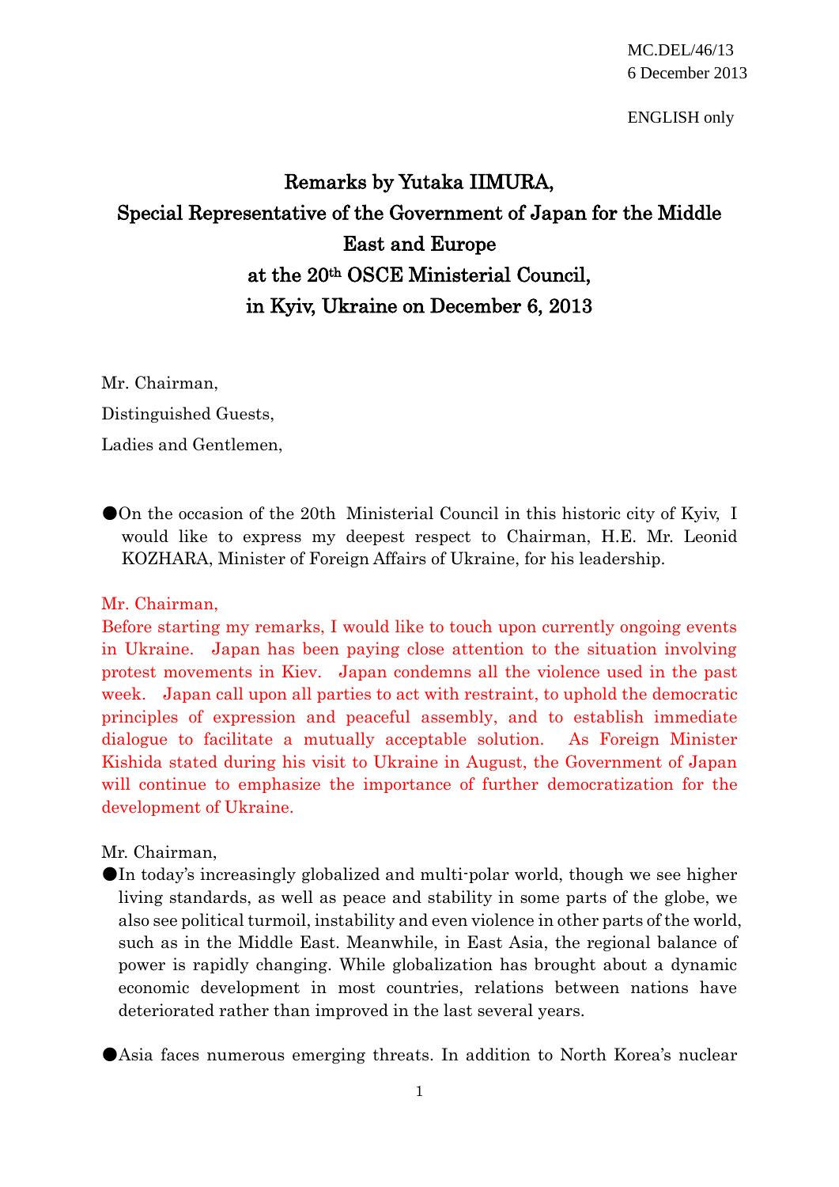MC.DEL/46/13
6 December 2013

ENGLISH only

# Remarks by Yutaka IIMURA, Special Representative of the Government of Japan for the Middle East and Europe at the 20th OSCE Ministerial Council, in Kyiv, Ukraine on December 6, 2013

Mr. Chairman,

Distinguished Guests,

Ladies and Gentlemen,

●On the occasion of the 20th Ministerial Council in this historic city of Kyiv, I would like to express my deepest respect to Chairman, H.E. Mr. Leonid KOZHARA, Minister of Foreign Affairs of Ukraine, for his leadership.

Mr. Chairman,
Before starting my remarks, I would like to touch upon currently ongoing events in Ukraine. Japan has been paying close attention to the situation involving protest movements in Kiev. Japan condemns all the violence used in the past week. Japan call upon all parties to act with restraint, to uphold the democratic principles of expression and peaceful assembly, and to establish immediate dialogue to facilitate a mutually acceptable solution. As Foreign Minister Kishida stated during his visit to Ukraine in August, the Government of Japan will continue to emphasize the importance of further democratization for the development of Ukraine.

Mr. Chairman,

●In today's increasingly globalized and multi-polar world, though we see higher living standards, as well as peace and stability in some parts of the globe, we also see political turmoil, instability and even violence in other parts of the world, such as in the Middle East. Meanwhile, in East Asia, the regional balance of power is rapidly changing. While globalization has brought about a dynamic economic development in most countries, relations between nations have deteriorated rather than improved in the last several years.

●Asia faces numerous emerging threats. In addition to North Korea's nuclear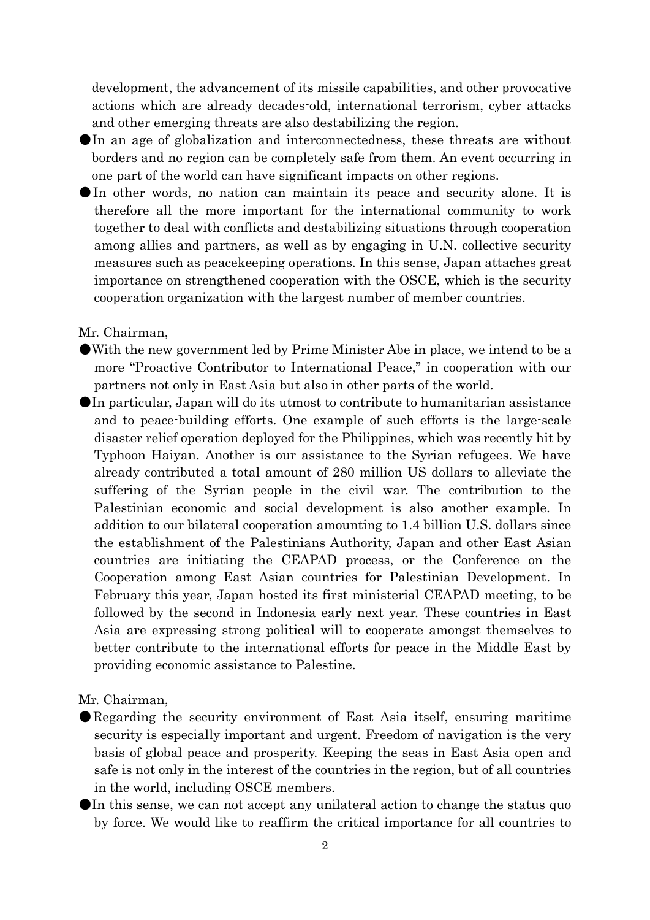development, the advancement of its missile capabilities, and other provocative actions which are already decades-old, international terrorism, cyber attacks and other emerging threats are also destabilizing the region.

- In an age of globalization and interconnectedness, these threats are without borders and no region can be completely safe from them. An event occurring in one part of the world can have significant impacts on other regions.
- In other words, no nation can maintain its peace and security alone. It is therefore all the more important for the international community to work together to deal with conflicts and destabilizing situations through cooperation among allies and partners, as well as by engaging in U.N. collective security measures such as peacekeeping operations. In this sense, Japan attaches great importance on strengthened cooperation with the OSCE, which is the security cooperation organization with the largest number of member countries.

Mr. Chairman,

- With the new government led by Prime Minister Abe in place, we intend to be a more "Proactive Contributor to International Peace," in cooperation with our partners not only in East Asia but also in other parts of the world.
- In particular, Japan will do its utmost to contribute to humanitarian assistance and to peace-building efforts. One example of such efforts is the large-scale disaster relief operation deployed for the Philippines, which was recently hit by Typhoon Haiyan. Another is our assistance to the Syrian refugees. We have already contributed a total amount of 280 million US dollars to alleviate the suffering of the Syrian people in the civil war. The contribution to the Palestinian economic and social development is also another example. In addition to our bilateral cooperation amounting to 1.4 billion U.S. dollars since the establishment of the Palestinians Authority, Japan and other East Asian countries are initiating the CEAPAD process, or the Conference on the Cooperation among East Asian countries for Palestinian Development. In February this year, Japan hosted its first ministerial CEAPAD meeting, to be followed by the second in Indonesia early next year. These countries in East Asia are expressing strong political will to cooperate amongst themselves to better contribute to the international efforts for peace in the Middle East by providing economic assistance to Palestine.

Mr. Chairman,

- Regarding the security environment of East Asia itself, ensuring maritime security is especially important and urgent. Freedom of navigation is the very basis of global peace and prosperity. Keeping the seas in East Asia open and safe is not only in the interest of the countries in the region, but of all countries in the world, including OSCE members.
- In this sense, we can not accept any unilateral action to change the status quo by force. We would like to reaffirm the critical importance for all countries to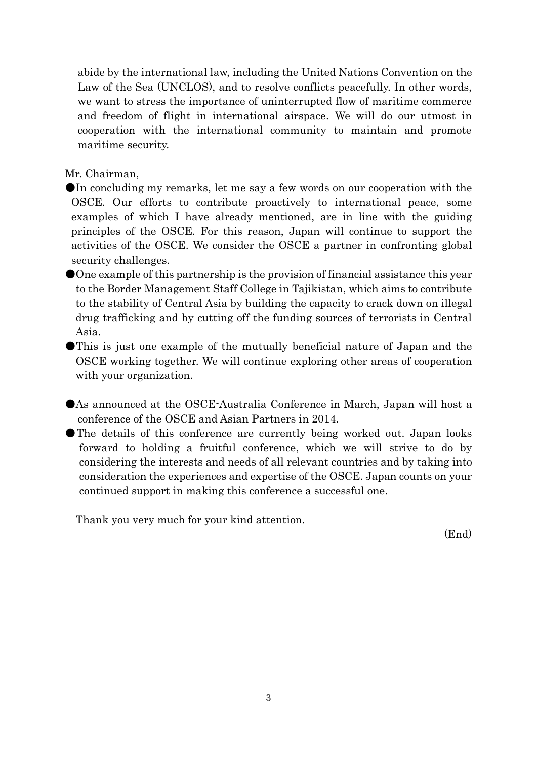abide by the international law, including the United Nations Convention on the Law of the Sea (UNCLOS), and to resolve conflicts peacefully. In other words, we want to stress the importance of uninterrupted flow of maritime commerce and freedom of flight in international airspace. We will do our utmost in cooperation with the international community to maintain and promote maritime security.

Mr. Chairman,

- In concluding my remarks, let me say a few words on our cooperation with the OSCE. Our efforts to contribute proactively to international peace, some examples of which I have already mentioned, are in line with the guiding principles of the OSCE. For this reason, Japan will continue to support the activities of the OSCE. We consider the OSCE a partner in confronting global security challenges.
- One example of this partnership is the provision of financial assistance this year to the Border Management Staff College in Tajikistan, which aims to contribute to the stability of Central Asia by building the capacity to crack down on illegal drug trafficking and by cutting off the funding sources of terrorists in Central Asia.
- This is just one example of the mutually beneficial nature of Japan and the OSCE working together. We will continue exploring other areas of cooperation with your organization.

- As announced at the OSCE-Australia Conference in March, Japan will host a conference of the OSCE and Asian Partners in 2014.
- The details of this conference are currently being worked out. Japan looks forward to holding a fruitful conference, which we will strive to do by considering the interests and needs of all relevant countries and by taking into consideration the experiences and expertise of the OSCE. Japan counts on your continued support in making this conference a successful one.

Thank you very much for your kind attention.

(End)